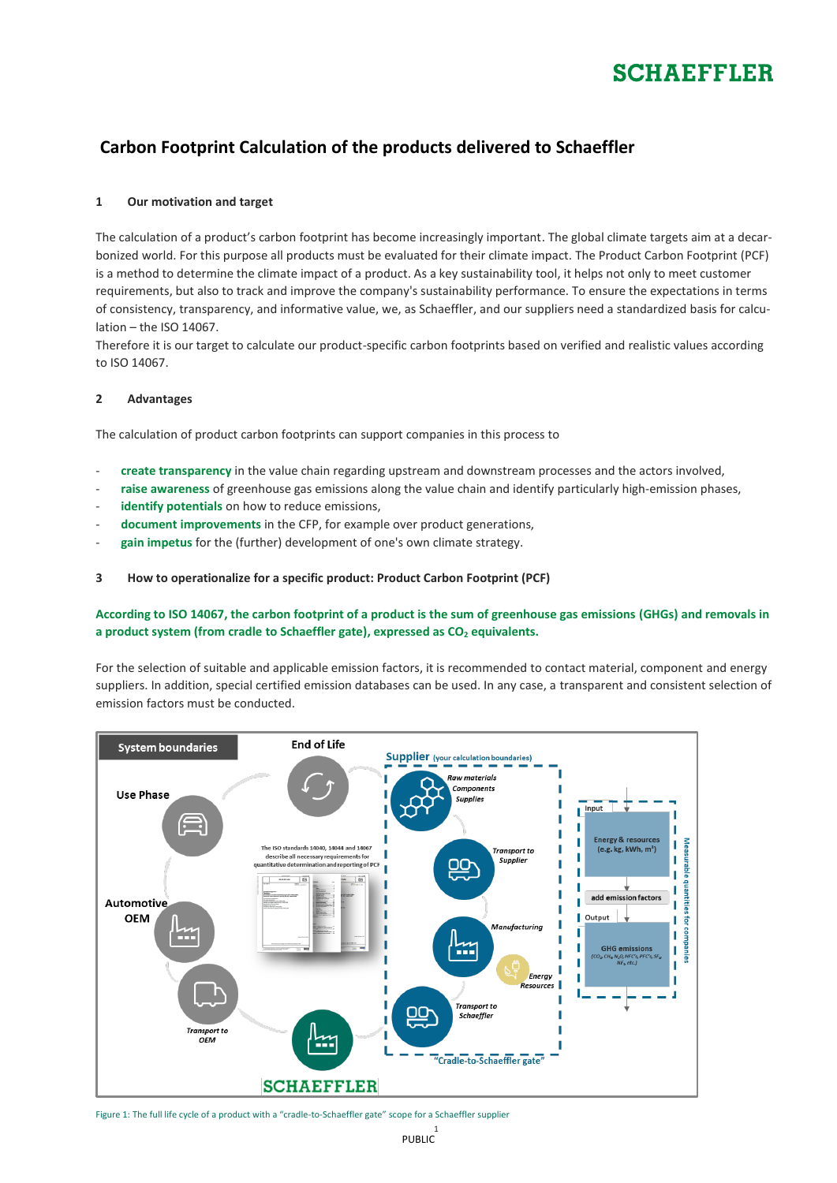# Carbon Footprint Calculation of the products delivered to Schaeffler

## 1 Our motivation and target

The calculation of a product's carbon footprint has become increasingly important. The global climate targets aim at a decarbonized world. For this purpose all products must be evaluated for their climate impact. The Product Carbon Footprint (PCF) is a method to determine the climate impact of a product. As a key sustainability tool, it helps not only to meet customer requirements, but also to track and improve the company's sustainability performance. To ensure the expectations in terms of consistency, transparency, and informative value, we, as Schaeffler, and our suppliers need a standardized basis for calculation – the ISO 14067.

Therefore it is our target to calculate our product-specific carbon footprints based on verified and realistic values according to ISO 14067.

## 2 Advantages

The calculation of product carbon footprints can support companies in this process to

- **create transparency** in the value chain regarding upstream and downstream processes and the actors involved,
- **raise awareness** of greenhouse gas emissions along the value chain and identify particularly high-emission phases,
- **identify potentials** on how to reduce emissions,
- **document improvements** in the CFP, for example over product generations,
- **gain impetus** for the (further) development of one's own climate strategy.

## 3 How to operationalize for a specific product: Product Carbon Footprint (PCF)

**According to ISO 14067, the carbon footprint of a product is the sum of greenhouse gas emissions (GHGs) and removals in a product system (from cradle to Schaeffler gate), expressed as $CO_2$ equivalents.**

For the selection of suitable and applicable emission factors, it is recommended to contact material, component and energy suppliers. In addition, special certified emission databases can be used. In any case, a transparent and consistent selection of emission factors must be conducted.

Figure 1: The full life cycle of a product with a "cradle-to-Schaeffler gate" scope for a Schaeffler supplier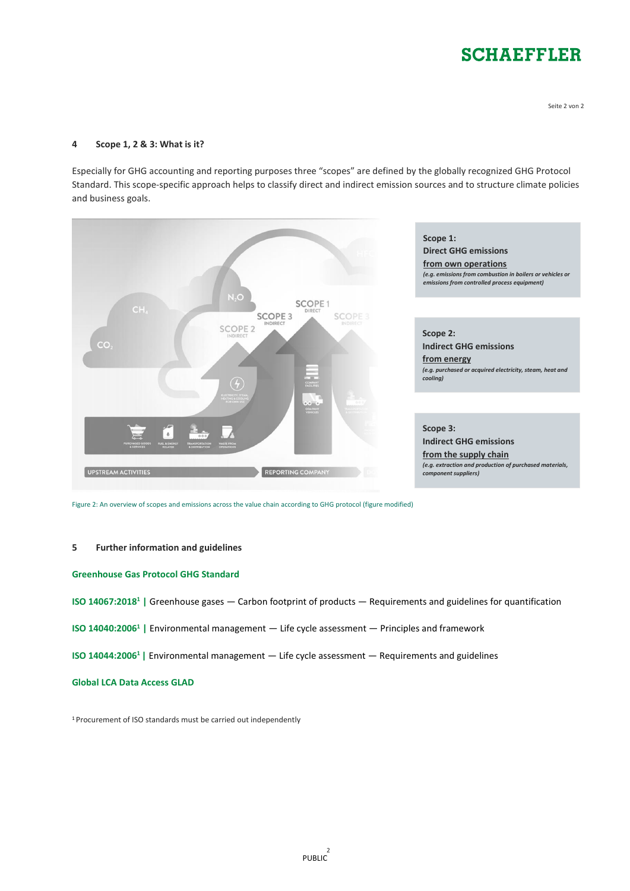## 4 Scope 1, 2 & 3: What is it?

Especially for GHG accounting and reporting purposes three “scopes” are defined by the globally recognized GHG Protocol Standard. This scope-specific approach helps to classify direct and indirect emission sources and to structure climate policies and business goals.

**Scope 1:**
**Direct GHG emissions**
**from own operations**
*(e.g. emissions from combustion in boilers or vehicles or emissions from controlled process equipment)*

**Scope 2:**
**Indirect GHG emissions**
**from energy**
*(e.g. purchased or acquired electricity, steam, heat and cooling)*

**Scope 3:**
**Indirect GHG emissions**
**from the supply chain**
*(e.g. extraction and production of purchased materials, component suppliers)*

Figure 2: An overview of scopes and emissions across the value chain according to GHG protocol (figure modified)

## 5 Further information and guidelines

**Greenhouse Gas Protocol GHG Standard**

**ISO 14067:2018[1] |** Greenhouse gases — Carbon footprint of products — Requirements and guidelines for quantification

**ISO 14040:2006[1] |** Environmental management — Life cycle assessment — Principles and framework

**ISO 14044:2006[1] |** Environmental management — Life cycle assessment — Requirements and guidelines

**Global LCA Data Access GLAD**

[1] Procurement of ISO standards must be carried out independently

PUBLIC